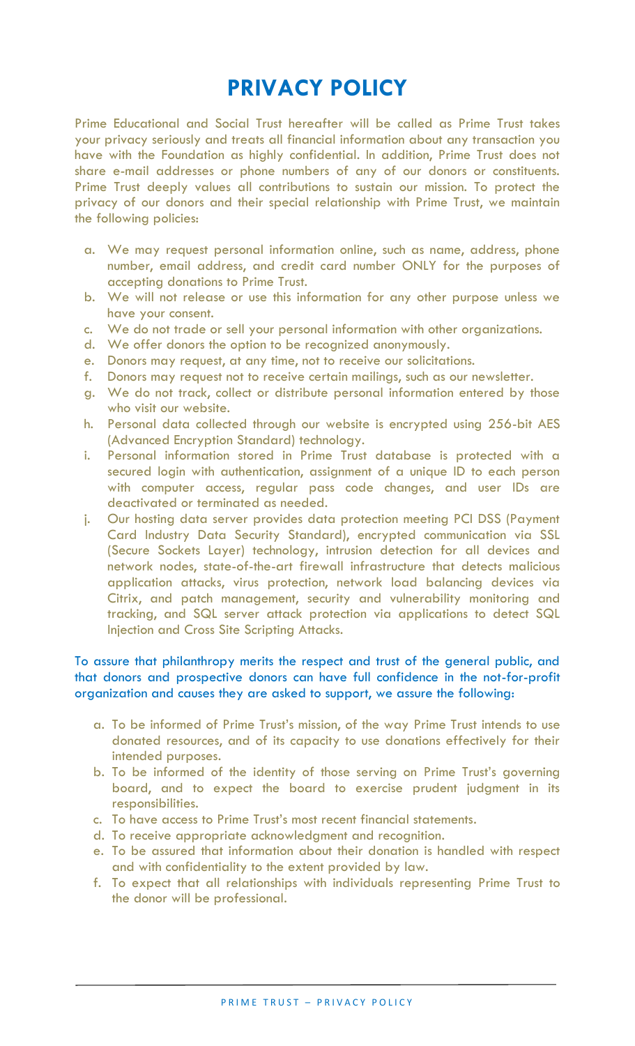# PRIVACY POLICY

Prime Educational and Social Trust hereafter will be called as Prime Trust takes your privacy seriously and treats all financial information about any transaction you have with the Foundation as highly confidential. In addition, Prime Trust does not share e-mail addresses or phone numbers of any of our donors or constituents. Prime Trust deeply values all contributions to sustain our mission. To protect the privacy of our donors and their special relationship with Prime Trust, we maintain the following policies:

a. We may request personal information online, such as name, address, phone number, email address, and credit card number ONLY for the purposes of accepting donations to Prime Trust.
b. We will not release or use this information for any other purpose unless we have your consent.
c. We do not trade or sell your personal information with other organizations.
d. We offer donors the option to be recognized anonymously.
e. Donors may request, at any time, not to receive our solicitations.
f. Donors may request not to receive certain mailings, such as our newsletter.
g. We do not track, collect or distribute personal information entered by those who visit our website.
h. Personal data collected through our website is encrypted using 256-bit AES (Advanced Encryption Standard) technology.
i. Personal information stored in Prime Trust database is protected with a secured login with authentication, assignment of a unique ID to each person with computer access, regular pass code changes, and user IDs are deactivated or terminated as needed.
j. Our hosting data server provides data protection meeting PCI DSS (Payment Card Industry Data Security Standard), encrypted communication via SSL (Secure Sockets Layer) technology, intrusion detection for all devices and network nodes, state-of-the-art firewall infrastructure that detects malicious application attacks, virus protection, network load balancing devices via Citrix, and patch management, security and vulnerability monitoring and tracking, and SQL server attack protection via applications to detect SQL Injection and Cross Site Scripting Attacks.

To assure that philanthropy merits the respect and trust of the general public, and that donors and prospective donors can have full confidence in the not-for-profit organization and causes they are asked to support, we assure the following:

a. To be informed of Prime Trust's mission, of the way Prime Trust intends to use donated resources, and of its capacity to use donations effectively for their intended purposes.
b. To be informed of the identity of those serving on Prime Trust's governing board, and to expect the board to exercise prudent judgment in its responsibilities.
c. To have access to Prime Trust's most recent financial statements.
d. To receive appropriate acknowledgment and recognition.
e. To be assured that information about their donation is handled with respect and with confidentiality to the extent provided by law.
f. To expect that all relationships with individuals representing Prime Trust to the donor will be professional.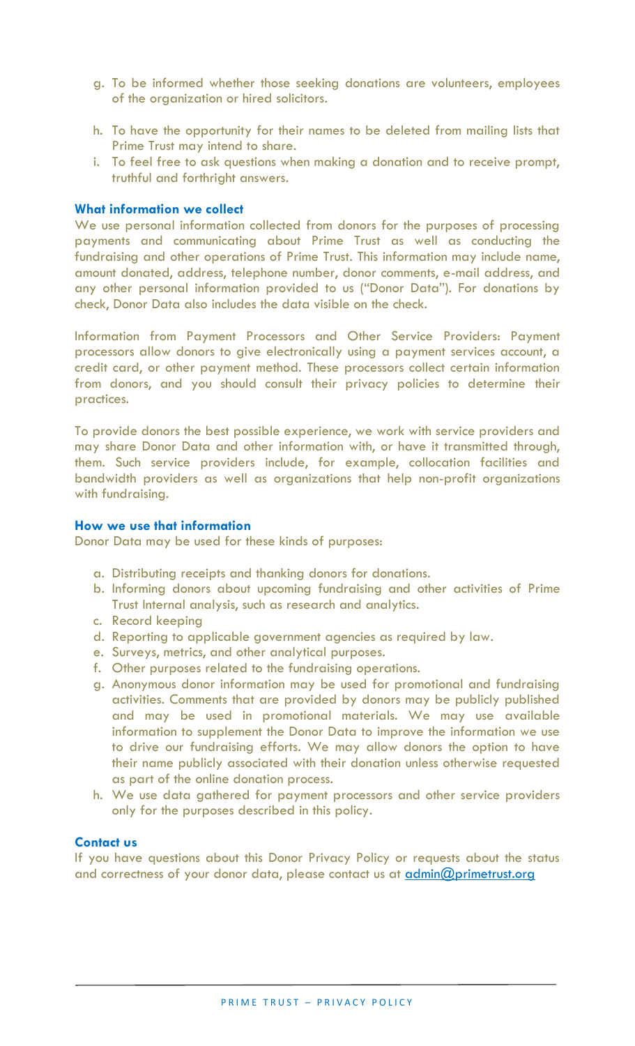g. To be informed whether those seeking donations are volunteers, employees of the organization or hired solicitors.

h. To have the opportunity for their names to be deleted from mailing lists that Prime Trust may intend to share.

i. To feel free to ask questions when making a donation and to receive prompt, truthful and forthright answers.

### What information we collect

We use personal information collected from donors for the purposes of processing payments and communicating about Prime Trust as well as conducting the fundraising and other operations of Prime Trust. This information may include name, amount donated, address, telephone number, donor comments, e-mail address, and any other personal information provided to us ("Donor Data"). For donations by check, Donor Data also includes the data visible on the check.

Information from Payment Processors and Other Service Providers: Payment processors allow donors to give electronically using a payment services account, a credit card, or other payment method. These processors collect certain information from donors, and you should consult their privacy policies to determine their practices.

To provide donors the best possible experience, we work with service providers and may share Donor Data and other information with, or have it transmitted through, them. Such service providers include, for example, collocation facilities and bandwidth providers as well as organizations that help non-profit organizations with fundraising.

### How we use that information

Donor Data may be used for these kinds of purposes:

a. Distributing receipts and thanking donors for donations.
b. Informing donors about upcoming fundraising and other activities of Prime Trust Internal analysis, such as research and analytics.
c. Record keeping
d. Reporting to applicable government agencies as required by law.
e. Surveys, metrics, and other analytical purposes.
f. Other purposes related to the fundraising operations.
g. Anonymous donor information may be used for promotional and fundraising activities. Comments that are provided by donors may be publicly published and may be used in promotional materials. We may use available information to supplement the Donor Data to improve the information we use to drive our fundraising efforts. We may allow donors the option to have their name publicly associated with their donation unless otherwise requested as part of the online donation process.
h. We use data gathered for payment processors and other service providers only for the purposes described in this policy.

### Contact us

If you have questions about this Donor Privacy Policy or requests about the status and correctness of your donor data, please contact us at admin@primetrust.org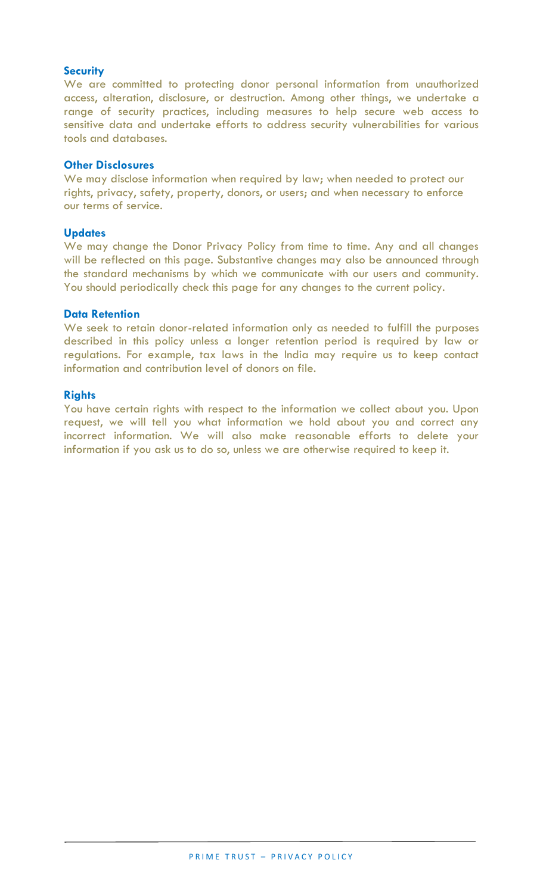### Security

We are committed to protecting donor personal information from unauthorized access, alteration, disclosure, or destruction. Among other things, we undertake a range of security practices, including measures to help secure web access to sensitive data and undertake efforts to address security vulnerabilities for various tools and databases.

### Other Disclosures

We may disclose information when required by law; when needed to protect our rights, privacy, safety, property, donors, or users; and when necessary to enforce our terms of service.

### Updates

We may change the Donor Privacy Policy from time to time. Any and all changes will be reflected on this page. Substantive changes may also be announced through the standard mechanisms by which we communicate with our users and community. You should periodically check this page for any changes to the current policy.

### Data Retention

We seek to retain donor-related information only as needed to fulfill the purposes described in this policy unless a longer retention period is required by law or regulations. For example, tax laws in the India may require us to keep contact information and contribution level of donors on file.

### Rights

You have certain rights with respect to the information we collect about you. Upon request, we will tell you what information we hold about you and correct any incorrect information. We will also make reasonable efforts to delete your information if you ask us to do so, unless we are otherwise required to keep it.